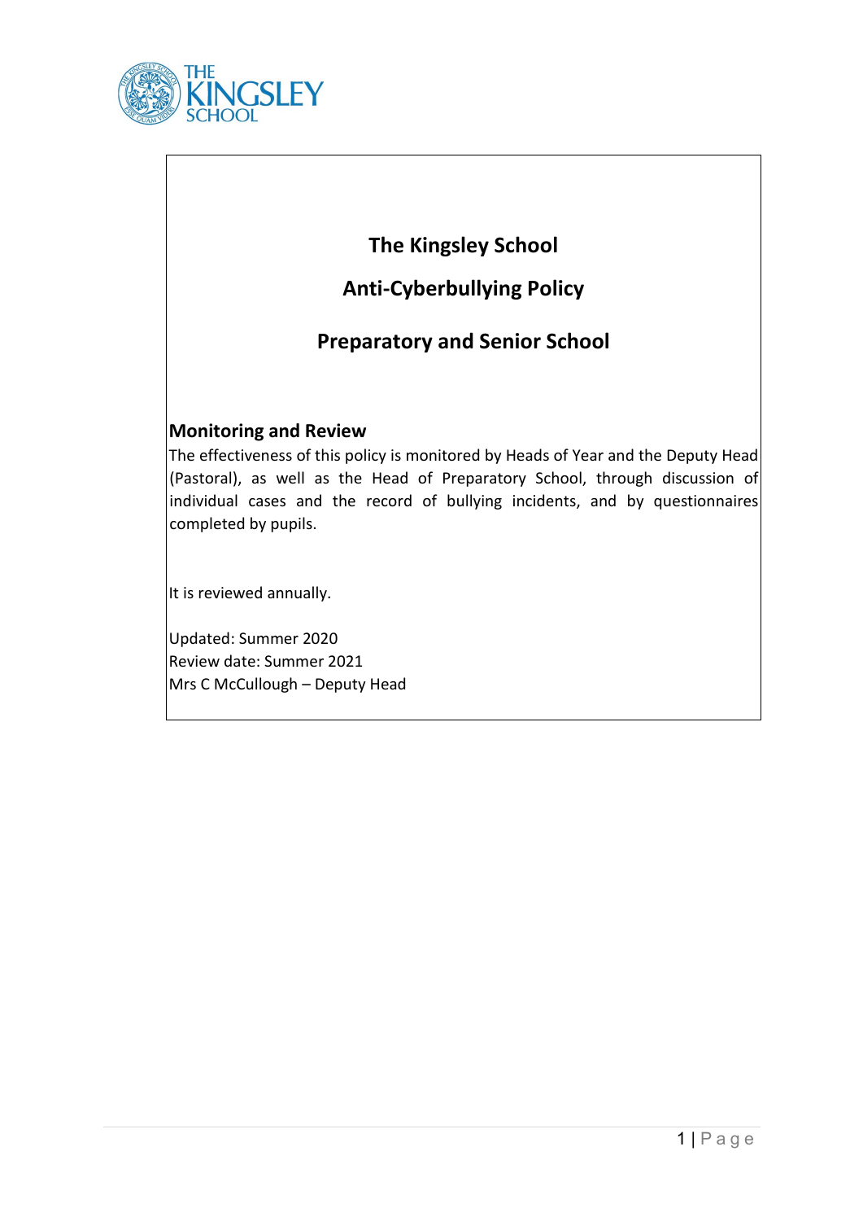# The Kingsley School

# Anti-Cyberbullying Policy

# Preparatory and Senior School

## Monitoring and Review

The effectiveness of this policy is monitored by Heads of Year and the Deputy Head (Pastoral), as well as the Head of Preparatory School, through discussion of individual cases and the record of bullying incidents, and by questionnaires completed by pupils.

It is reviewed annually.

Updated: Summer 2020
Review date: Summer 2021
Mrs C McCullough – Deputy Head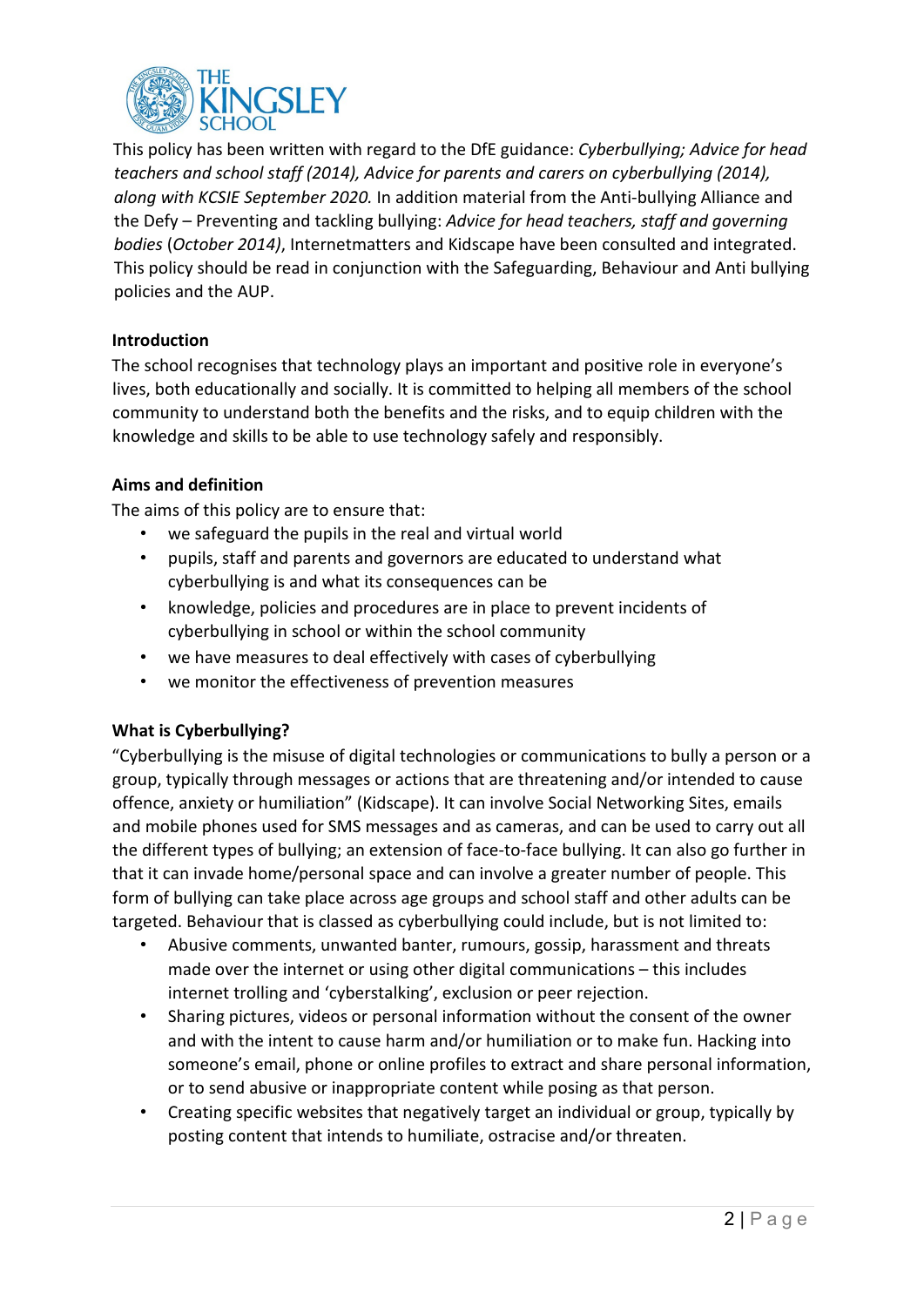This policy has been written with regard to the DfE guidance: *Cyberbullying; Advice for head teachers and school staff (2014), Advice for parents and carers on cyberbullying (2014), along with KCSIE September 2020.* In addition material from the Anti-bullying Alliance and the Defy – Preventing and tackling bullying: *Advice for head teachers, staff and governing bodies* (*October 2014)*, Internetmatters and Kidscape have been consulted and integrated. This policy should be read in conjunction with the Safeguarding, Behaviour and Anti bullying policies and the AUP.

**Introduction**

The school recognises that technology plays an important and positive role in everyone's lives, both educationally and socially. It is committed to helping all members of the school community to understand both the benefits and the risks, and to equip children with the knowledge and skills to be able to use technology safely and responsibly.

**Aims and definition**

The aims of this policy are to ensure that:

- we safeguard the pupils in the real and virtual world
- pupils, staff and parents and governors are educated to understand what cyberbullying is and what its consequences can be
- knowledge, policies and procedures are in place to prevent incidents of cyberbullying in school or within the school community
- we have measures to deal effectively with cases of cyberbullying
- we monitor the effectiveness of prevention measures

**What is Cyberbullying?**

"Cyberbullying is the misuse of digital technologies or communications to bully a person or a group, typically through messages or actions that are threatening and/or intended to cause offence, anxiety or humiliation" (Kidscape). It can involve Social Networking Sites, emails and mobile phones used for SMS messages and as cameras, and can be used to carry out all the different types of bullying; an extension of face-to-face bullying. It can also go further in that it can invade home/personal space and can involve a greater number of people. This form of bullying can take place across age groups and school staff and other adults can be targeted. Behaviour that is classed as cyberbullying could include, but is not limited to:

- Abusive comments, unwanted banter, rumours, gossip, harassment and threats made over the internet or using other digital communications – this includes internet trolling and 'cyberstalking', exclusion or peer rejection.
- Sharing pictures, videos or personal information without the consent of the owner and with the intent to cause harm and/or humiliation or to make fun. Hacking into someone's email, phone or online profiles to extract and share personal information, or to send abusive or inappropriate content while posing as that person.
- Creating specific websites that negatively target an individual or group, typically by posting content that intends to humiliate, ostracise and/or threaten.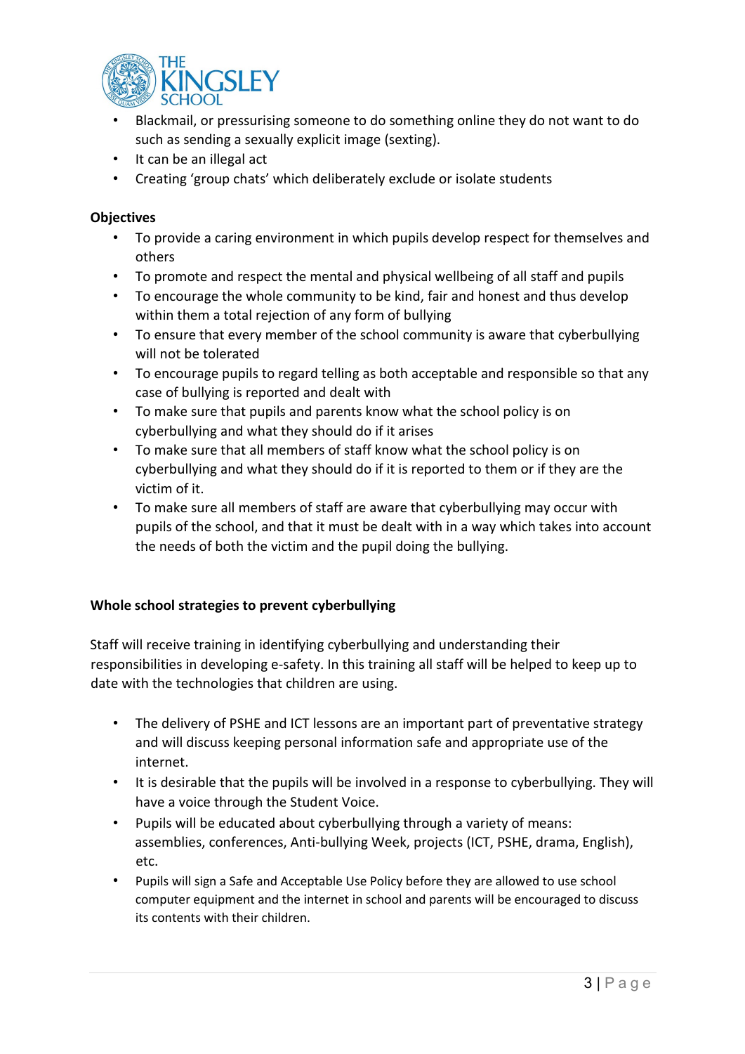- Blackmail, or pressurising someone to do something online they do not want to do such as sending a sexually explicit image (sexting).
- It can be an illegal act
- Creating 'group chats' which deliberately exclude or isolate students

**Objectives**

- To provide a caring environment in which pupils develop respect for themselves and others
- To promote and respect the mental and physical wellbeing of all staff and pupils
- To encourage the whole community to be kind, fair and honest and thus develop within them a total rejection of any form of bullying
- To ensure that every member of the school community is aware that cyberbullying will not be tolerated
- To encourage pupils to regard telling as both acceptable and responsible so that any case of bullying is reported and dealt with
- To make sure that pupils and parents know what the school policy is on cyberbullying and what they should do if it arises
- To make sure that all members of staff know what the school policy is on cyberbullying and what they should do if it is reported to them or if they are the victim of it.
- To make sure all members of staff are aware that cyberbullying may occur with pupils of the school, and that it must be dealt with in a way which takes into account the needs of both the victim and the pupil doing the bullying.

**Whole school strategies to prevent cyberbullying**

Staff will receive training in identifying cyberbullying and understanding their responsibilities in developing e-safety. In this training all staff will be helped to keep up to date with the technologies that children are using.

- The delivery of PSHE and ICT lessons are an important part of preventative strategy and will discuss keeping personal information safe and appropriate use of the internet.
- It is desirable that the pupils will be involved in a response to cyberbullying. They will have a voice through the Student Voice.
- Pupils will be educated about cyberbullying through a variety of means: assemblies, conferences, Anti-bullying Week, projects (ICT, PSHE, drama, English), etc.
- Pupils will sign a Safe and Acceptable Use Policy before they are allowed to use school computer equipment and the internet in school and parents will be encouraged to discuss its contents with their children.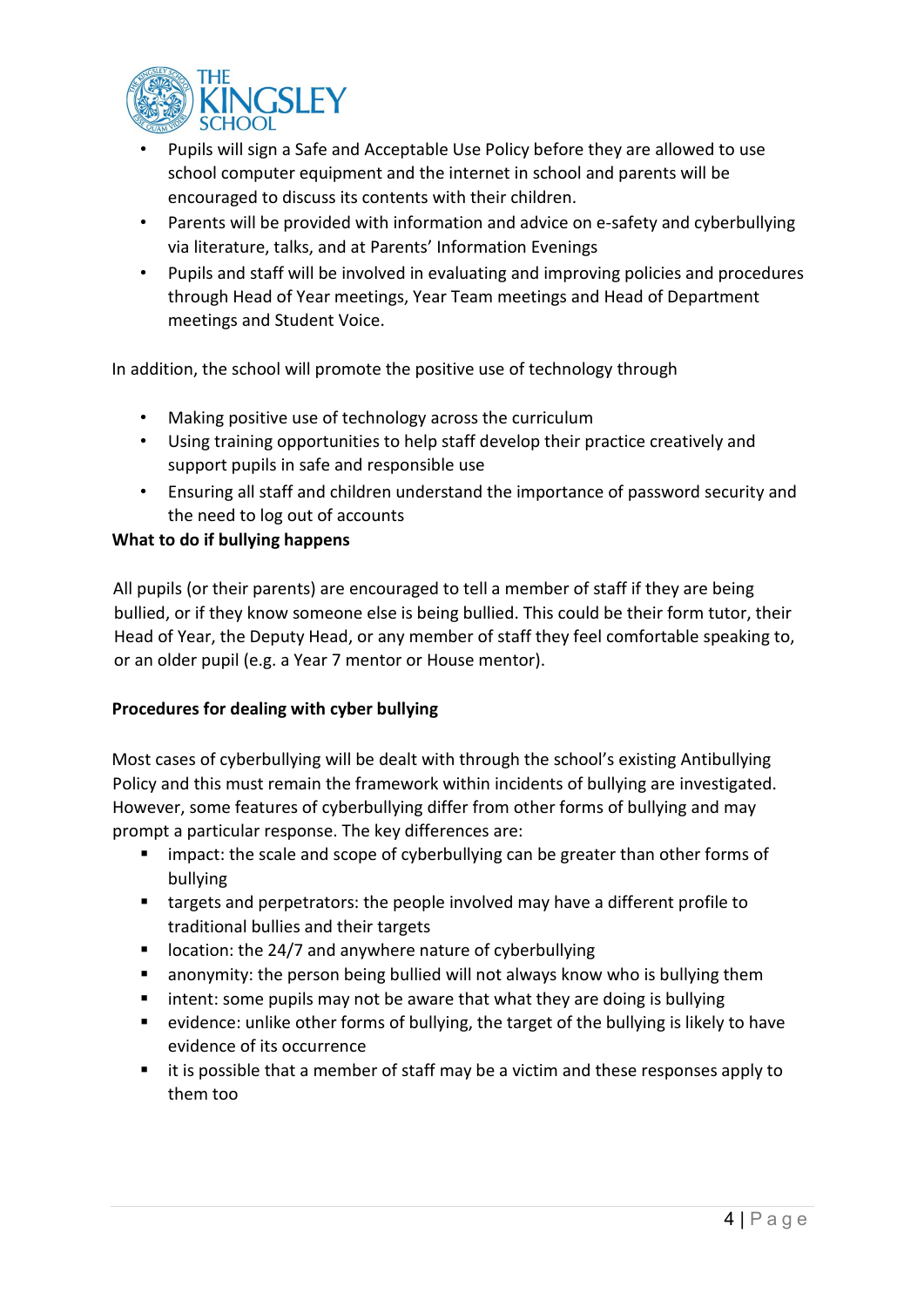- Pupils will sign a Safe and Acceptable Use Policy before they are allowed to use school computer equipment and the internet in school and parents will be encouraged to discuss its contents with their children.
- Parents will be provided with information and advice on e-safety and cyberbullying via literature, talks, and at Parents' Information Evenings
- Pupils and staff will be involved in evaluating and improving policies and procedures through Head of Year meetings, Year Team meetings and Head of Department meetings and Student Voice.

In addition, the school will promote the positive use of technology through

- Making positive use of technology across the curriculum
- Using training opportunities to help staff develop their practice creatively and support pupils in safe and responsible use
- Ensuring all staff and children understand the importance of password security and the need to log out of accounts

**What to do if bullying happens**

All pupils (or their parents) are encouraged to tell a member of staff if they are being bullied, or if they know someone else is being bullied. This could be their form tutor, their Head of Year, the Deputy Head, or any member of staff they feel comfortable speaking to, or an older pupil (e.g. a Year 7 mentor or House mentor).

**Procedures for dealing with cyber bullying**

Most cases of cyberbullying will be dealt with through the school's existing Antibullying Policy and this must remain the framework within incidents of bullying are investigated. However, some features of cyberbullying differ from other forms of bullying and may prompt a particular response. The key differences are:

- impact: the scale and scope of cyberbullying can be greater than other forms of bullying
- targets and perpetrators: the people involved may have a different profile to traditional bullies and their targets
- location: the 24/7 and anywhere nature of cyberbullying
- anonymity: the person being bullied will not always know who is bullying them
- intent: some pupils may not be aware that what they are doing is bullying
- evidence: unlike other forms of bullying, the target of the bullying is likely to have evidence of its occurrence
- it is possible that a member of staff may be a victim and these responses apply to them too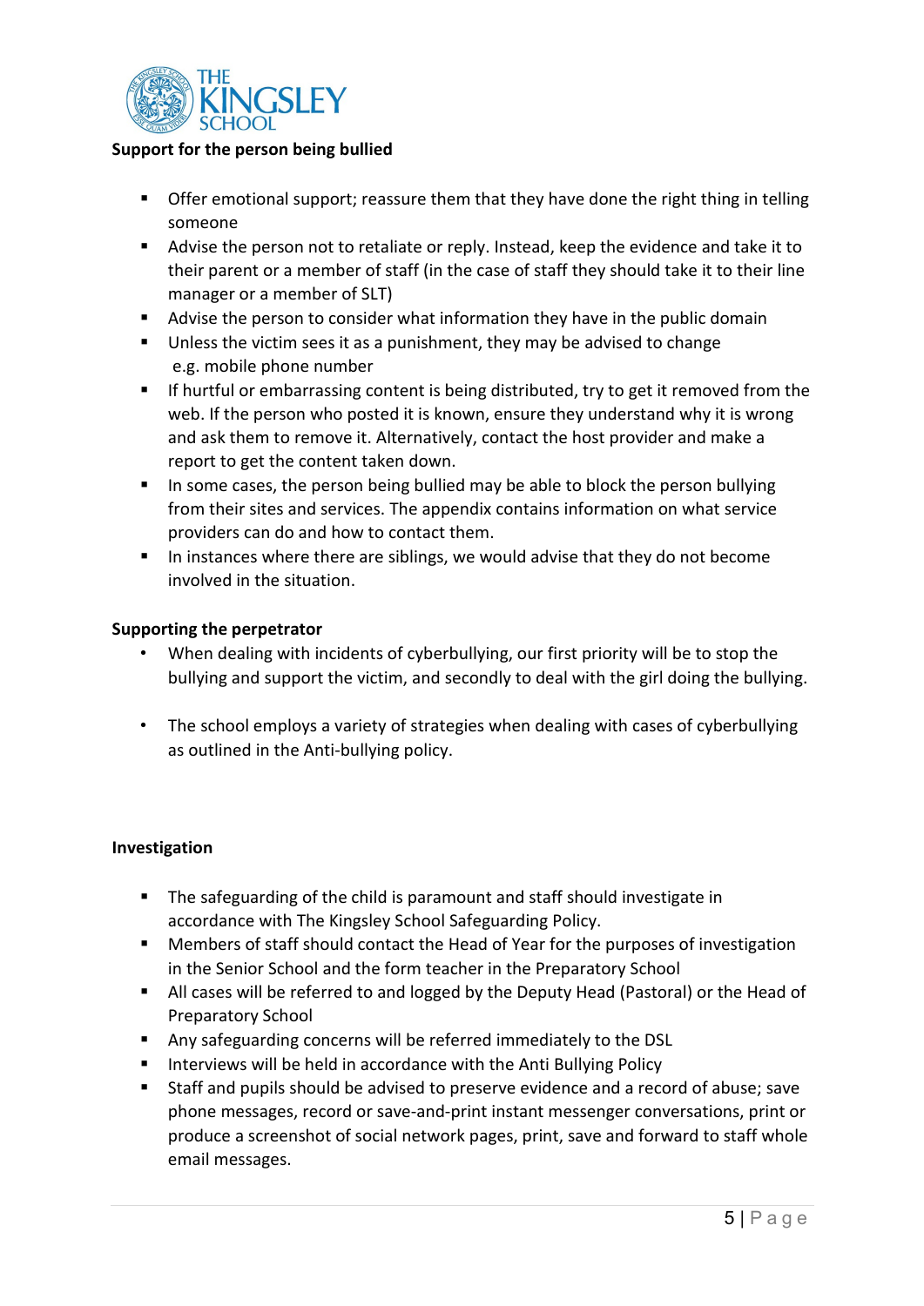**Support for the person being bullied**

- Offer emotional support; reassure them that they have done the right thing in telling someone
- Advise the person not to retaliate or reply. Instead, keep the evidence and take it to their parent or a member of staff (in the case of staff they should take it to their line manager or a member of SLT)
- Advise the person to consider what information they have in the public domain
- Unless the victim sees it as a punishment, they may be advised to change e.g. mobile phone number
- If hurtful or embarrassing content is being distributed, try to get it removed from the web. If the person who posted it is known, ensure they understand why it is wrong and ask them to remove it. Alternatively, contact the host provider and make a report to get the content taken down.
- In some cases, the person being bullied may be able to block the person bullying from their sites and services. The appendix contains information on what service providers can do and how to contact them.
- In instances where there are siblings, we would advise that they do not become involved in the situation.

**Supporting the perpetrator**

- When dealing with incidents of cyberbullying, our first priority will be to stop the bullying and support the victim, and secondly to deal with the girl doing the bullying.
- The school employs a variety of strategies when dealing with cases of cyberbullying as outlined in the Anti-bullying policy.

**Investigation**

- The safeguarding of the child is paramount and staff should investigate in accordance with The Kingsley School Safeguarding Policy.
- Members of staff should contact the Head of Year for the purposes of investigation in the Senior School and the form teacher in the Preparatory School
- All cases will be referred to and logged by the Deputy Head (Pastoral) or the Head of Preparatory School
- Any safeguarding concerns will be referred immediately to the DSL
- Interviews will be held in accordance with the Anti Bullying Policy
- Staff and pupils should be advised to preserve evidence and a record of abuse; save phone messages, record or save-and-print instant messenger conversations, print or produce a screenshot of social network pages, print, save and forward to staff whole email messages.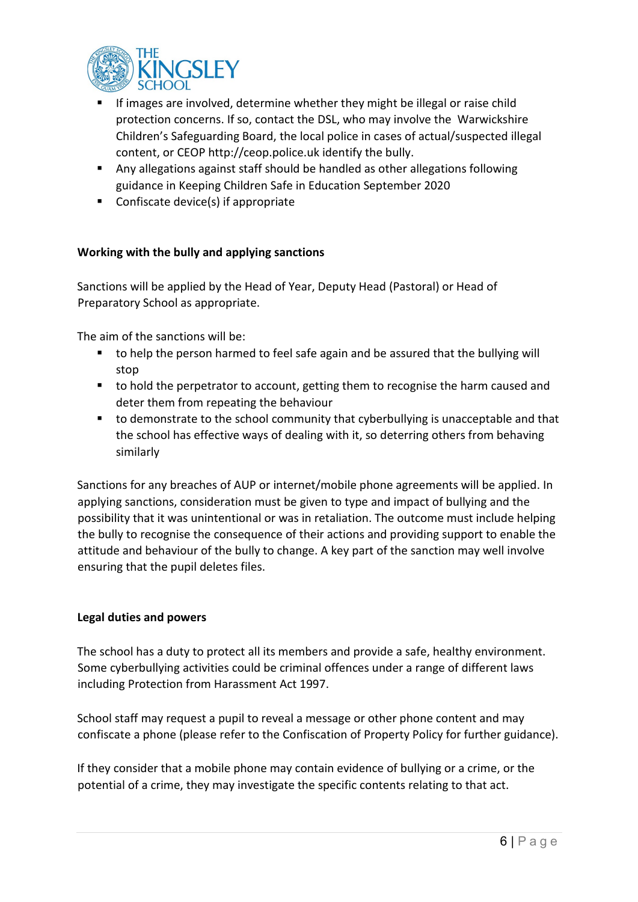- If images are involved, determine whether they might be illegal or raise child protection concerns. If so, contact the DSL, who may involve the Warwickshire Children's Safeguarding Board, the local police in cases of actual/suspected illegal content, or CEOP http://ceop.police.uk identify the bully.
- Any allegations against staff should be handled as other allegations following guidance in Keeping Children Safe in Education September 2020
- Confiscate device(s) if appropriate

**Working with the bully and applying sanctions**

Sanctions will be applied by the Head of Year, Deputy Head (Pastoral) or Head of Preparatory School as appropriate.

The aim of the sanctions will be:

- to help the person harmed to feel safe again and be assured that the bullying will stop
- to hold the perpetrator to account, getting them to recognise the harm caused and deter them from repeating the behaviour
- to demonstrate to the school community that cyberbullying is unacceptable and that the school has effective ways of dealing with it, so deterring others from behaving similarly

Sanctions for any breaches of AUP or internet/mobile phone agreements will be applied. In applying sanctions, consideration must be given to type and impact of bullying and the possibility that it was unintentional or was in retaliation. The outcome must include helping the bully to recognise the consequence of their actions and providing support to enable the attitude and behaviour of the bully to change. A key part of the sanction may well involve ensuring that the pupil deletes files.

**Legal duties and powers**

The school has a duty to protect all its members and provide a safe, healthy environment. Some cyberbullying activities could be criminal offences under a range of different laws including Protection from Harassment Act 1997.

School staff may request a pupil to reveal a message or other phone content and may confiscate a phone (please refer to the Confiscation of Property Policy for further guidance).

If they consider that a mobile phone may contain evidence of bullying or a crime, or the potential of a crime, they may investigate the specific contents relating to that act.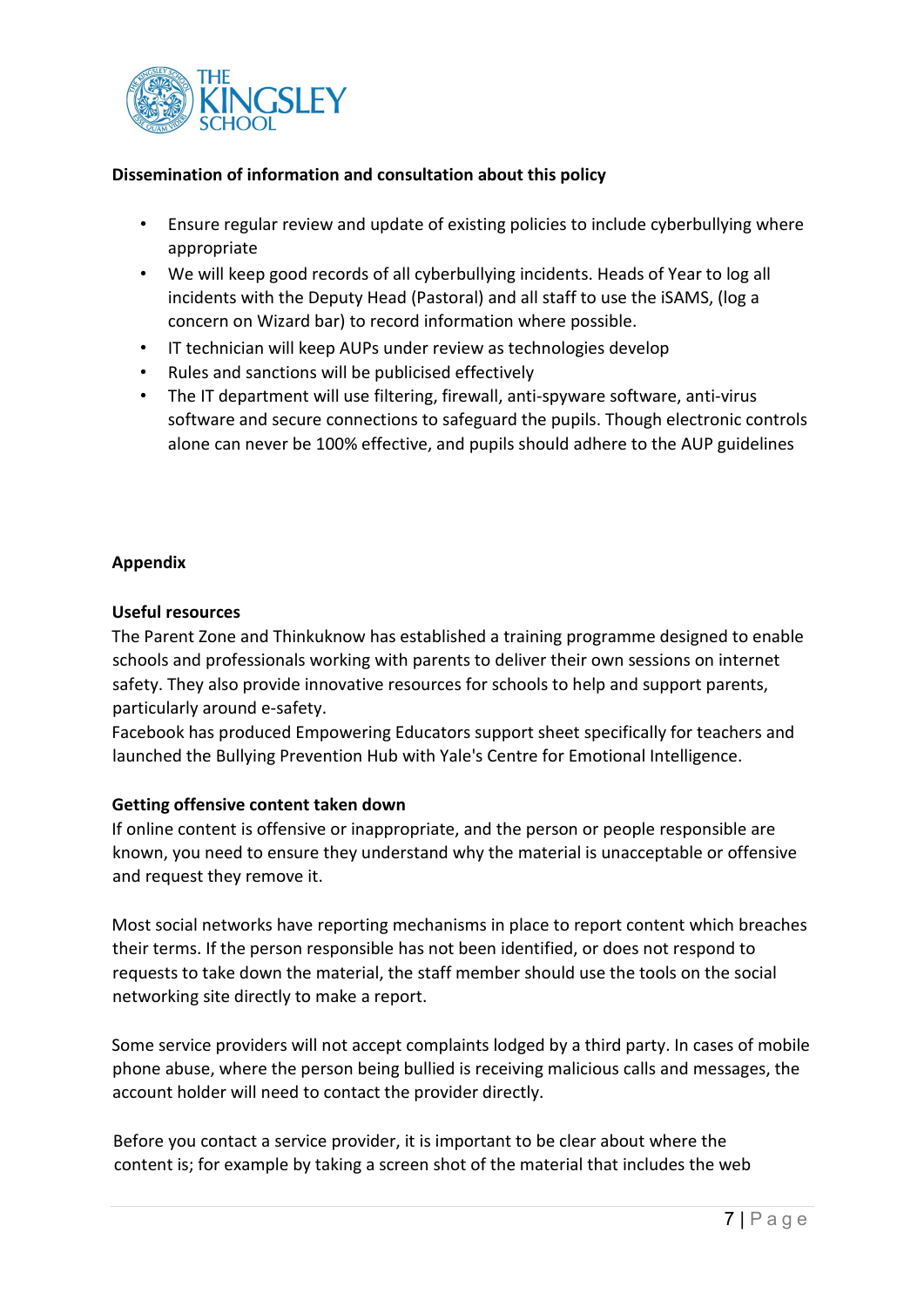**Dissemination of information and consultation about this policy**

- Ensure regular review and update of existing policies to include cyberbullying where appropriate
- We will keep good records of all cyberbullying incidents. Heads of Year to log all incidents with the Deputy Head (Pastoral) and all staff to use the iSAMS, (log a concern on Wizard bar) to record information where possible.
- IT technician will keep AUPs under review as technologies develop
- Rules and sanctions will be publicised effectively
- The IT department will use filtering, firewall, anti-spyware software, anti-virus software and secure connections to safeguard the pupils. Though electronic controls alone can never be 100% effective, and pupils should adhere to the AUP guidelines

**Appendix**

**Useful resources**

The Parent Zone and Thinkuknow has established a training programme designed to enable schools and professionals working with parents to deliver their own sessions on internet safety. They also provide innovative resources for schools to help and support parents, particularly around e-safety.
Facebook has produced Empowering Educators support sheet specifically for teachers and launched the Bullying Prevention Hub with Yale's Centre for Emotional Intelligence.

**Getting offensive content taken down**

If online content is offensive or inappropriate, and the person or people responsible are known, you need to ensure they understand why the material is unacceptable or offensive and request they remove it.

Most social networks have reporting mechanisms in place to report content which breaches their terms. If the person responsible has not been identified, or does not respond to requests to take down the material, the staff member should use the tools on the social networking site directly to make a report.

Some service providers will not accept complaints lodged by a third party. In cases of mobile phone abuse, where the person being bullied is receiving malicious calls and messages, the account holder will need to contact the provider directly.

Before you contact a service provider, it is important to be clear about where the content is; for example by taking a screen shot of the material that includes the web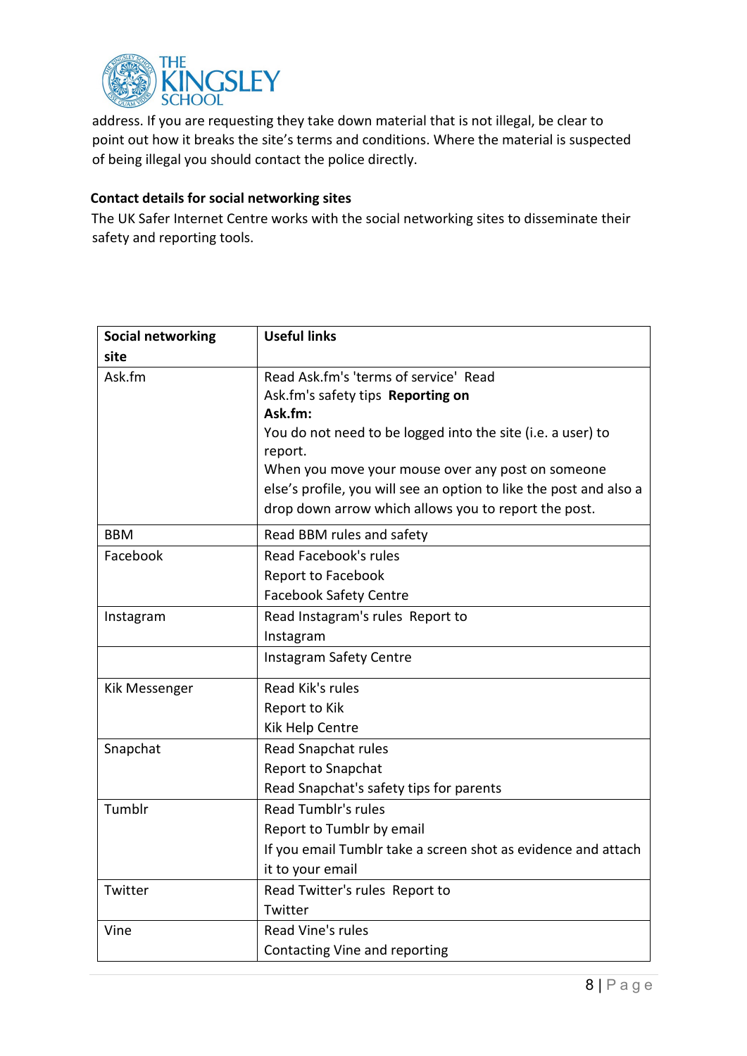address. If you are requesting they take down material that is not illegal, be clear to point out how it breaks the site's terms and conditions. Where the material is suspected of being illegal you should contact the police directly.

**Contact details for social networking sites**

The UK Safer Internet Centre works with the social networking sites to disseminate their safety and reporting tools.

| **Social networking site** | **Useful links** |
|---|---|
| Ask.fm | Read Ask.fm's 'terms of service' Read Ask.fm's safety tips **Reporting on Ask.fm:** You do not need to be logged into the site (i.e. a user) to report. When you move your mouse over any post on someone else's profile, you will see an option to like the post and also a drop down arrow which allows you to report the post. |
| BBM | Read BBM rules and safety |
| Facebook | Read Facebook's rules<br>Report to Facebook<br>Facebook Safety Centre |
| Instagram | Read Instagram's rules Report to Instagram |
| | Instagram Safety Centre |
| Kik Messenger | Read Kik's rules<br>Report to Kik<br>Kik Help Centre |
| Snapchat | Read Snapchat rules<br>Report to Snapchat<br>Read Snapchat's safety tips for parents |
| Tumblr | Read Tumblr's rules<br>Report to Tumblr by email<br>If you email Tumblr take a screen shot as evidence and attach it to your email |
| Twitter | Read Twitter's rules Report to Twitter |
| Vine | Read Vine's rules<br>Contacting Vine and reporting |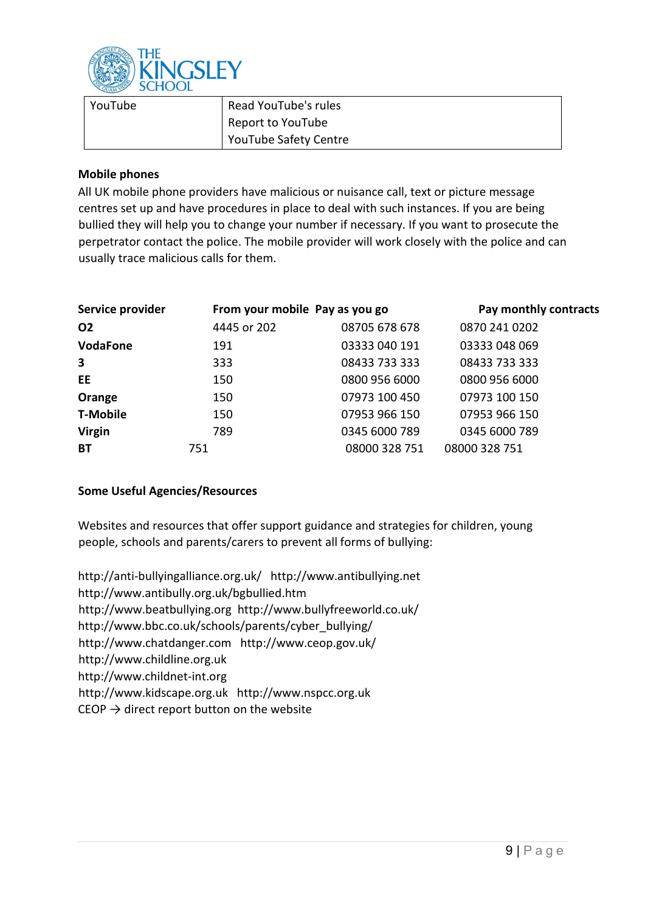| | |
|---|---|
| YouTube | Read YouTube's rules<br>Report to YouTube<br>YouTube Safety Centre |

**Mobile phones**

All UK mobile phone providers have malicious or nuisance call, text or picture message centres set up and have procedures in place to deal with such instances. If you are being bullied they will help you to change your number if necessary. If you want to prosecute the perpetrator contact the police. The mobile provider will work closely with the police and can usually trace malicious calls for them.

| Service provider | From your mobile | Pay as you go | Pay monthly contracts |
|---|---|---|---|
| **O2** | 4445 or 202 | 08705 678 678 | 0870 241 0202 |
| **VodaFone** | 191 | 03333 040 191 | 03333 048 069 |
| **3** | 333 | 08433 733 333 | 08433 733 333 |
| **EE** | 150 | 0800 956 6000 | 0800 956 6000 |
| **Orange** | 150 | 07973 100 450 | 07973 100 150 |
| **T-Mobile** | 150 | 07953 966 150 | 07953 966 150 |
| **Virgin** | 789 | 0345 6000 789 | 0345 6000 789 |
| **BT** | 751 | 08000 328 751 | 08000 328 751 |

**Some Useful Agencies/Resources**

Websites and resources that offer support guidance and strategies for children, young people, schools and parents/carers to prevent all forms of bullying:

http://anti-bullyingalliance.org.uk/ http://www.antibullying.net
http://www.antibully.org.uk/bgbullied.htm
http://www.beatbullying.org http://www.bullyfreeworld.co.uk/
http://www.bbc.co.uk/schools/parents/cyber_bullying/
http://www.chatdanger.com http://www.ceop.gov.uk/
http://www.childline.org.uk
http://www.childnet-int.org
http://www.kidscape.org.uk http://www.nspcc.org.uk
CEOP → direct report button on the website